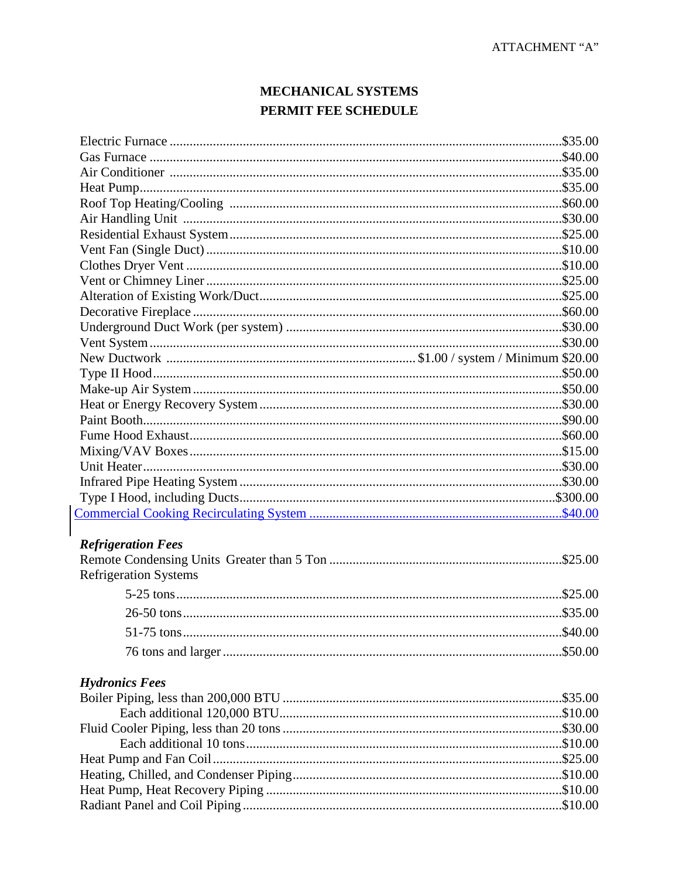ATTACHMENT "A"

# MECHANICAL SYSTEMS
# PERMIT FEE SCHEDULE

| Item | Fee |
|---|---|
| Electric Furnace | $35.00 |
| Gas Furnace | $40.00 |
| Air Conditioner | $35.00 |
| Heat Pump | $35.00 |
| Roof Top Heating/Cooling | $60.00 |
| Air Handling Unit | $30.00 |
| Residential Exhaust System | $25.00 |
| Vent Fan (Single Duct) | $10.00 |
| Clothes Dryer Vent | $10.00 |
| Vent or Chimney Liner | $25.00 |
| Alteration of Existing Work/Duct | $25.00 |
| Decorative Fireplace | $60.00 |
| Underground Duct Work (per system) | $30.00 |
| Vent System | $30.00 |
| New Ductwork | $1.00 / system / Minimum $20.00 |
| Type II Hood | $50.00 |
| Make-up Air System | $50.00 |
| Heat or Energy Recovery System | $30.00 |
| Paint Booth | $90.00 |
| Fume Hood Exhaust | $60.00 |
| Mixing/VAV Boxes | $15.00 |
| Unit Heater | $30.00 |
| Infrared Pipe Heating System | $30.00 |
| Type I Hood, including Ducts | $300.00 |
| Commercial Cooking Recirculating System | $40.00 |

### *Refrigeration Fees*

| Item | Fee |
|---|---|
| Remote Condensing Units Greater than 5 Ton | $25.00 |
| Refrigeration Systems | |
| 5-25 tons | $25.00 |
| 26-50 tons | $35.00 |
| 51-75 tons | $40.00 |
| 76 tons and larger | $50.00 |

### *Hydronics Fees*

| Item | Fee |
|---|---|
| Boiler Piping, less than 200,000 BTU | $35.00 |
| Each additional 120,000 BTU | $10.00 |
| Fluid Cooler Piping, less than 20 tons | $30.00 |
| Each additional 10 tons | $10.00 |
| Heat Pump and Fan Coil | $25.00 |
| Heating, Chilled, and Condenser Piping | $10.00 |
| Heat Pump, Heat Recovery Piping | $10.00 |
| Radiant Panel and Coil Piping | $10.00 |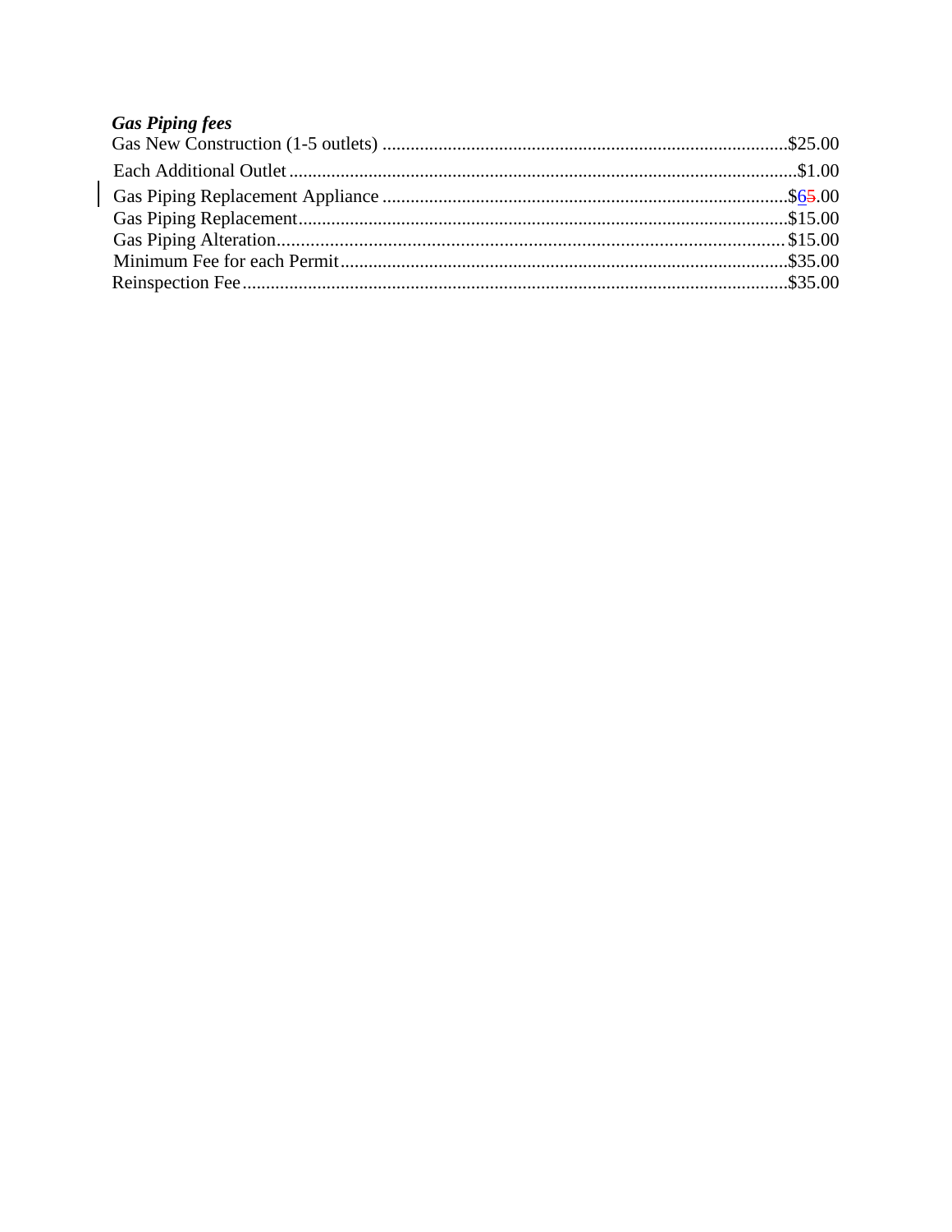***Gas Piping fees***

| | |
|---|---|
| Gas New Construction (1-5 outlets) | $25.00 |
| Each Additional Outlet | $1.00 |
| Gas Piping Replacement Appliance | $65.00 |
| Gas Piping Replacement | $15.00 |
| Gas Piping Alteration | $15.00 |
| Minimum Fee for each Permit | $35.00 |
| Reinspection Fee | $35.00 |